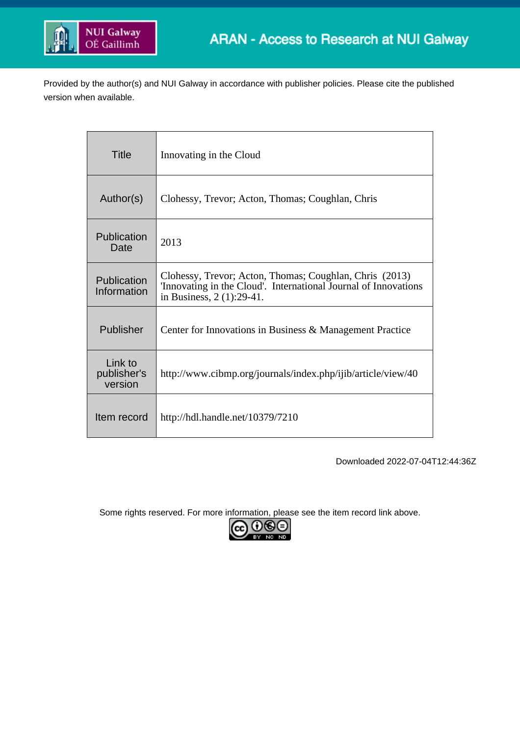ARAN - Access to Research at NUI Galway

Provided by the author(s) and NUI Galway in accordance with publisher policies. Please cite the published version when available.

| | |
|---|---|
| Title | Innovating in the Cloud |
| Author(s) | Clohessy, Trevor; Acton, Thomas; Coughlan, Chris |
| Publication Date | 2013 |
| Publication Information | Clohessy, Trevor; Acton, Thomas; Coughlan, Chris (2013) 'Innovating in the Cloud'. International Journal of Innovations in Business, 2 (1):29-41. |
| Publisher | Center for Innovations in Business & Management Practice |
| Link to publisher's version | http://www.cibmp.org/journals/index.php/ijib/article/view/40 |
| Item record | http://hdl.handle.net/10379/7210 |

Downloaded 2022-07-04T12:44:36Z

Some rights reserved. For more information, please see the item record link above.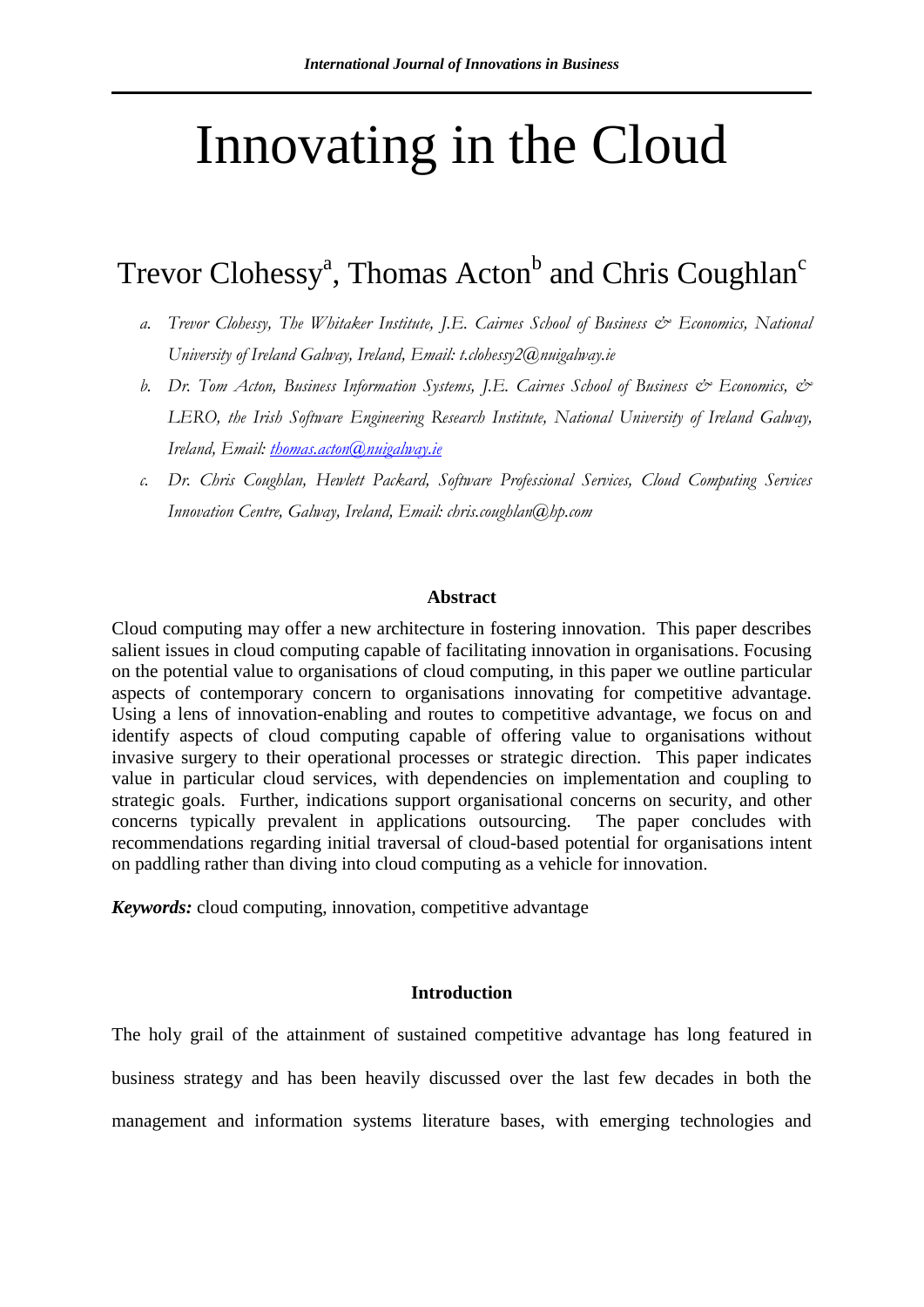# Innovating in the Cloud

Trevor Clohessy[a], Thomas Acton[b] and Chris Coughlan[c]

a. *Trevor Clohessy, The Whitaker Institute, J.E. Cairnes School of Business & Economics, National University of Ireland Galway, Ireland, Email: t.clohessy2@nuigalway.ie*

b. *Dr. Tom Acton, Business Information Systems, J.E. Cairnes School of Business & Economics, & LERO, the Irish Software Engineering Research Institute, National University of Ireland Galway, Ireland, Email: thomas.acton@nuigalway.ie*

c. *Dr. Chris Coughlan, Hewlett Packard, Software Professional Services, Cloud Computing Services Innovation Centre, Galway, Ireland, Email: chris.coughlan@hp.com*

**Abstract**

Cloud computing may offer a new architecture in fostering innovation. This paper describes salient issues in cloud computing capable of facilitating innovation in organisations. Focusing on the potential value to organisations of cloud computing, in this paper we outline particular aspects of contemporary concern to organisations innovating for competitive advantage. Using a lens of innovation-enabling and routes to competitive advantage, we focus on and identify aspects of cloud computing capable of offering value to organisations without invasive surgery to their operational processes or strategic direction. This paper indicates value in particular cloud services, with dependencies on implementation and coupling to strategic goals. Further, indications support organisational concerns on security, and other concerns typically prevalent in applications outsourcing. The paper concludes with recommendations regarding initial traversal of cloud-based potential for organisations intent on paddling rather than diving into cloud computing as a vehicle for innovation.

***Keywords:*** cloud computing, innovation, competitive advantage

## Introduction

The holy grail of the attainment of sustained competitive advantage has long featured in business strategy and has been heavily discussed over the last few decades in both the management and information systems literature bases, with emerging technologies and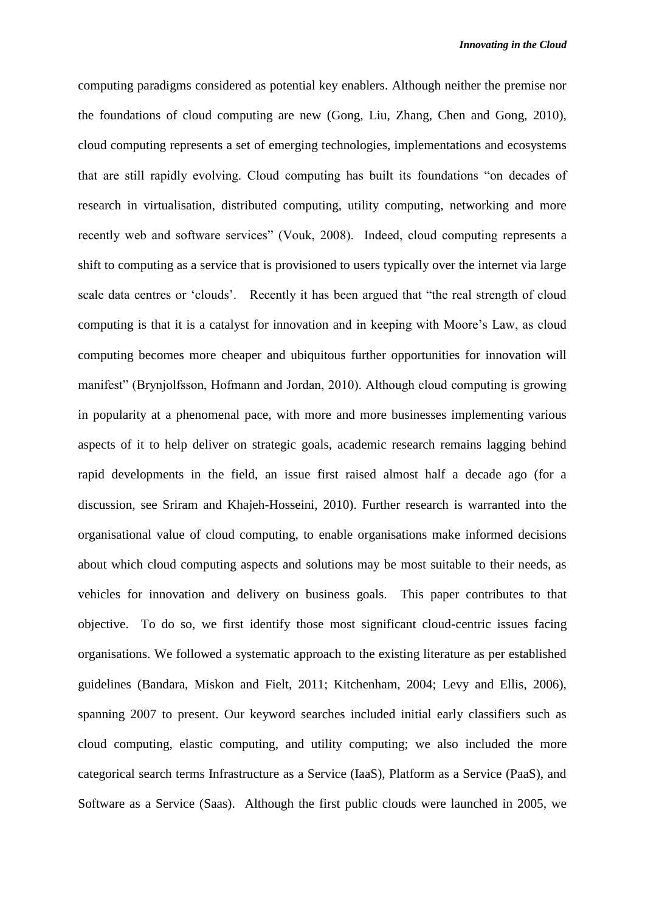computing paradigms considered as potential key enablers. Although neither the premise nor the foundations of cloud computing are new (Gong, Liu, Zhang, Chen and Gong, 2010), cloud computing represents a set of emerging technologies, implementations and ecosystems that are still rapidly evolving. Cloud computing has built its foundations "on decades of research in virtualisation, distributed computing, utility computing, networking and more recently web and software services" (Vouk, 2008). Indeed, cloud computing represents a shift to computing as a service that is provisioned to users typically over the internet via large scale data centres or 'clouds'. Recently it has been argued that "the real strength of cloud computing is that it is a catalyst for innovation and in keeping with Moore's Law, as cloud computing becomes more cheaper and ubiquitous further opportunities for innovation will manifest" (Brynjolfsson, Hofmann and Jordan, 2010). Although cloud computing is growing in popularity at a phenomenal pace, with more and more businesses implementing various aspects of it to help deliver on strategic goals, academic research remains lagging behind rapid developments in the field, an issue first raised almost half a decade ago (for a discussion, see Sriram and Khajeh-Hosseini, 2010). Further research is warranted into the organisational value of cloud computing, to enable organisations make informed decisions about which cloud computing aspects and solutions may be most suitable to their needs, as vehicles for innovation and delivery on business goals. This paper contributes to that objective. To do so, we first identify those most significant cloud-centric issues facing organisations. We followed a systematic approach to the existing literature as per established guidelines (Bandara, Miskon and Fielt, 2011; Kitchenham, 2004; Levy and Ellis, 2006), spanning 2007 to present. Our keyword searches included initial early classifiers such as cloud computing, elastic computing, and utility computing; we also included the more categorical search terms Infrastructure as a Service (IaaS), Platform as a Service (PaaS), and Software as a Service (Saas). Although the first public clouds were launched in 2005, we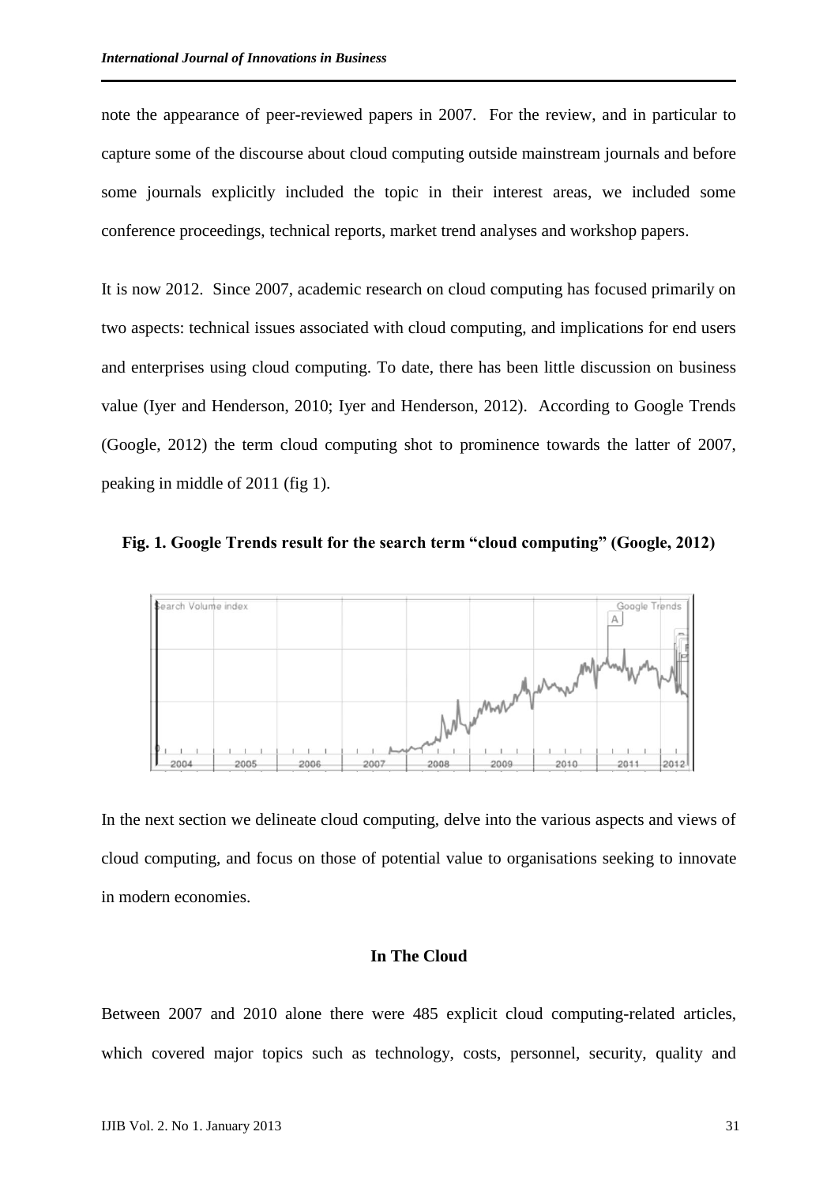note the appearance of peer-reviewed papers in 2007. For the review, and in particular to capture some of the discourse about cloud computing outside mainstream journals and before some journals explicitly included the topic in their interest areas, we included some conference proceedings, technical reports, market trend analyses and workshop papers.

It is now 2012. Since 2007, academic research on cloud computing has focused primarily on two aspects: technical issues associated with cloud computing, and implications for end users and enterprises using cloud computing. To date, there has been little discussion on business value (Iyer and Henderson, 2010; Iyer and Henderson, 2012). According to Google Trends (Google, 2012) the term cloud computing shot to prominence towards the latter of 2007, peaking in middle of 2011 (fig 1).

**Fig. 1. Google Trends result for the search term "cloud computing" (Google, 2012)**

In the next section we delineate cloud computing, delve into the various aspects and views of cloud computing, and focus on those of potential value to organisations seeking to innovate in modern economies.

## In The Cloud

Between 2007 and 2010 alone there were 485 explicit cloud computing-related articles, which covered major topics such as technology, costs, personnel, security, quality and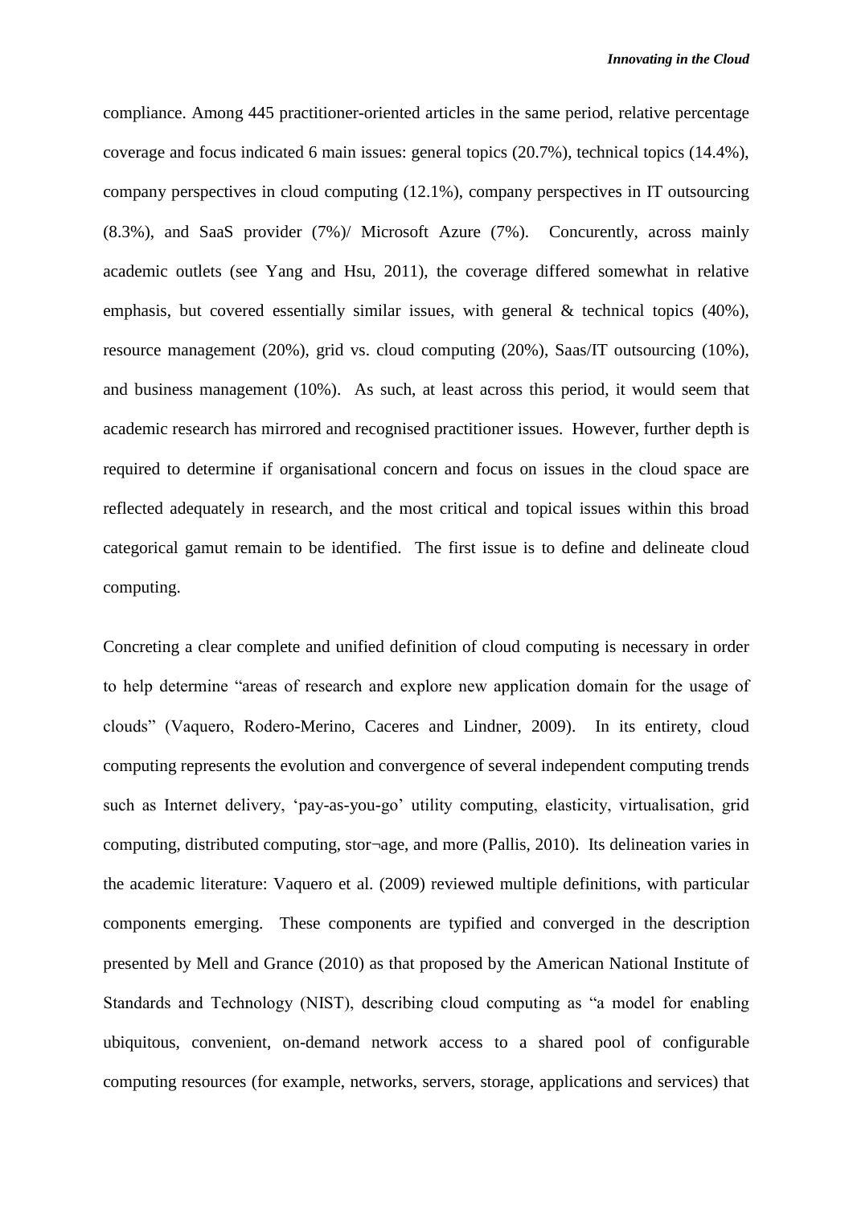compliance. Among 445 practitioner-oriented articles in the same period, relative percentage coverage and focus indicated 6 main issues: general topics (20.7%), technical topics (14.4%), company perspectives in cloud computing (12.1%), company perspectives in IT outsourcing (8.3%), and SaaS provider (7%)/ Microsoft Azure (7%). Concurently, across mainly academic outlets (see Yang and Hsu, 2011), the coverage differed somewhat in relative emphasis, but covered essentially similar issues, with general & technical topics (40%), resource management (20%), grid vs. cloud computing (20%), Saas/IT outsourcing (10%), and business management (10%). As such, at least across this period, it would seem that academic research has mirrored and recognised practitioner issues. However, further depth is required to determine if organisational concern and focus on issues in the cloud space are reflected adequately in research, and the most critical and topical issues within this broad categorical gamut remain to be identified. The first issue is to define and delineate cloud computing.

Concreting a clear complete and unified definition of cloud computing is necessary in order to help determine "areas of research and explore new application domain for the usage of clouds" (Vaquero, Rodero-Merino, Caceres and Lindner, 2009). In its entirety, cloud computing represents the evolution and convergence of several independent computing trends such as Internet delivery, 'pay-as-you-go' utility computing, elasticity, virtualisation, grid computing, distributed computing, stor¬age, and more (Pallis, 2010). Its delineation varies in the academic literature: Vaquero et al. (2009) reviewed multiple definitions, with particular components emerging. These components are typified and converged in the description presented by Mell and Grance (2010) as that proposed by the American National Institute of Standards and Technology (NIST), describing cloud computing as "a model for enabling ubiquitous, convenient, on-demand network access to a shared pool of configurable computing resources (for example, networks, servers, storage, applications and services) that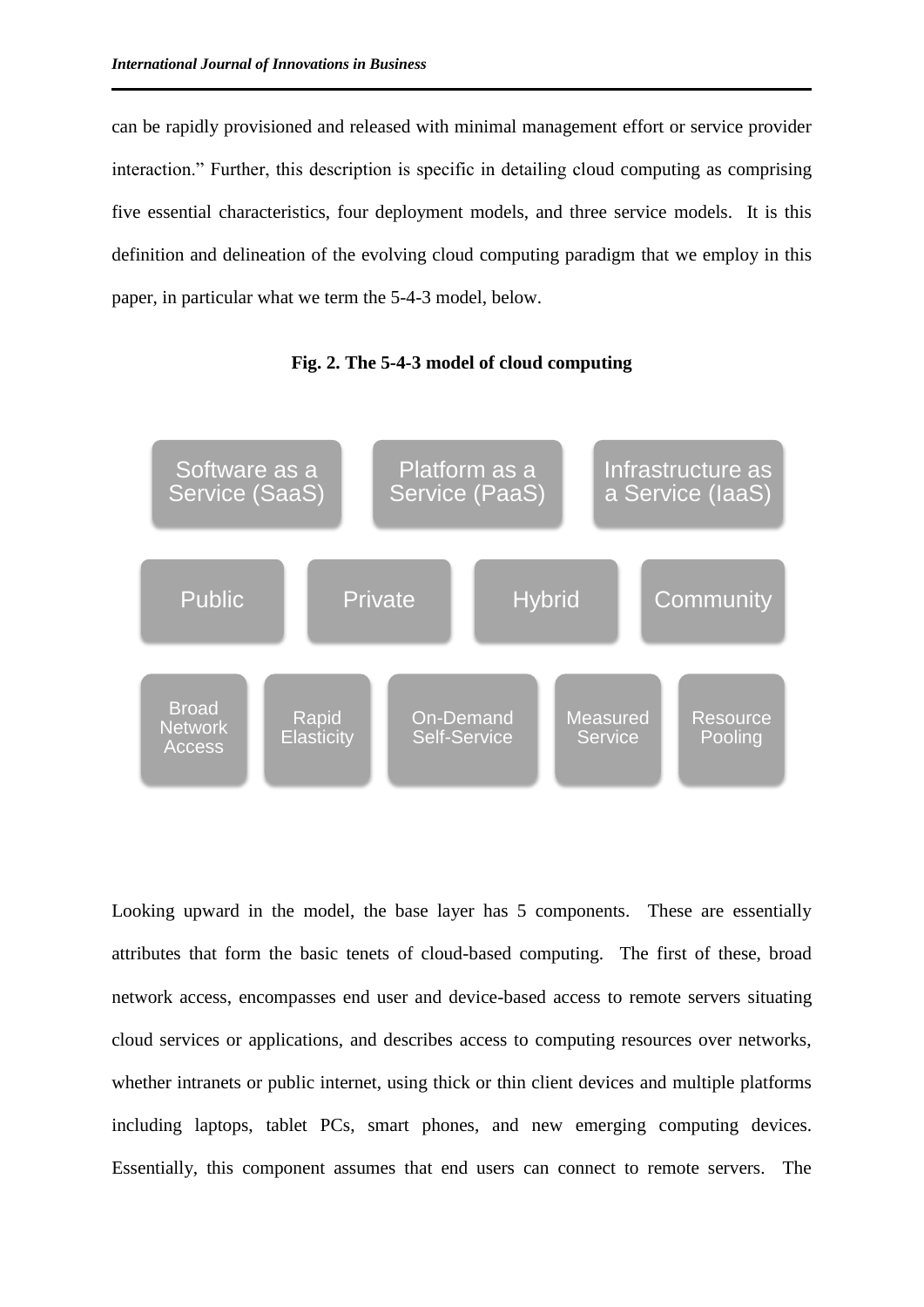can be rapidly provisioned and released with minimal management effort or service provider interaction." Further, this description is specific in detailing cloud computing as comprising five essential characteristics, four deployment models, and three service models. It is this definition and delineation of the evolving cloud computing paradigm that we employ in this paper, in particular what we term the 5-4-3 model, below.

**Fig. 2. The 5-4-3 model of cloud computing**

| Software as a Service (SaaS) | Platform as a Service (PaaS) | Infrastructure as a Service (IaaS) | | |
|---|---|---|---|---|
| Public | Private | Hybrid | Community | |
| Broad Network Access | Rapid Elasticity | On-Demand Self-Service | Measured Service | Resource Pooling |

Looking upward in the model, the base layer has 5 components. These are essentially attributes that form the basic tenets of cloud-based computing. The first of these, broad network access, encompasses end user and device-based access to remote servers situating cloud services or applications, and describes access to computing resources over networks, whether intranets or public internet, using thick or thin client devices and multiple platforms including laptops, tablet PCs, smart phones, and new emerging computing devices. Essentially, this component assumes that end users can connect to remote servers. The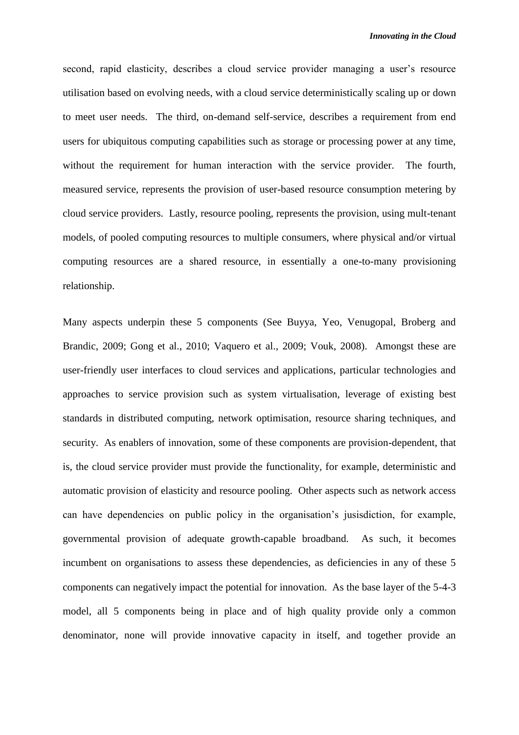second, rapid elasticity, describes a cloud service provider managing a user's resource utilisation based on evolving needs, with a cloud service deterministically scaling up or down to meet user needs. The third, on-demand self-service, describes a requirement from end users for ubiquitous computing capabilities such as storage or processing power at any time, without the requirement for human interaction with the service provider. The fourth, measured service, represents the provision of user-based resource consumption metering by cloud service providers. Lastly, resource pooling, represents the provision, using mult-tenant models, of pooled computing resources to multiple consumers, where physical and/or virtual computing resources are a shared resource, in essentially a one-to-many provisioning relationship.

Many aspects underpin these 5 components (See Buyya, Yeo, Venugopal, Broberg and Brandic, 2009; Gong et al., 2010; Vaquero et al., 2009; Vouk, 2008). Amongst these are user-friendly user interfaces to cloud services and applications, particular technologies and approaches to service provision such as system virtualisation, leverage of existing best standards in distributed computing, network optimisation, resource sharing techniques, and security. As enablers of innovation, some of these components are provision-dependent, that is, the cloud service provider must provide the functionality, for example, deterministic and automatic provision of elasticity and resource pooling. Other aspects such as network access can have dependencies on public policy in the organisation's jusisdiction, for example, governmental provision of adequate growth-capable broadband. As such, it becomes incumbent on organisations to assess these dependencies, as deficiencies in any of these 5 components can negatively impact the potential for innovation. As the base layer of the 5-4-3 model, all 5 components being in place and of high quality provide only a common denominator, none will provide innovative capacity in itself, and together provide an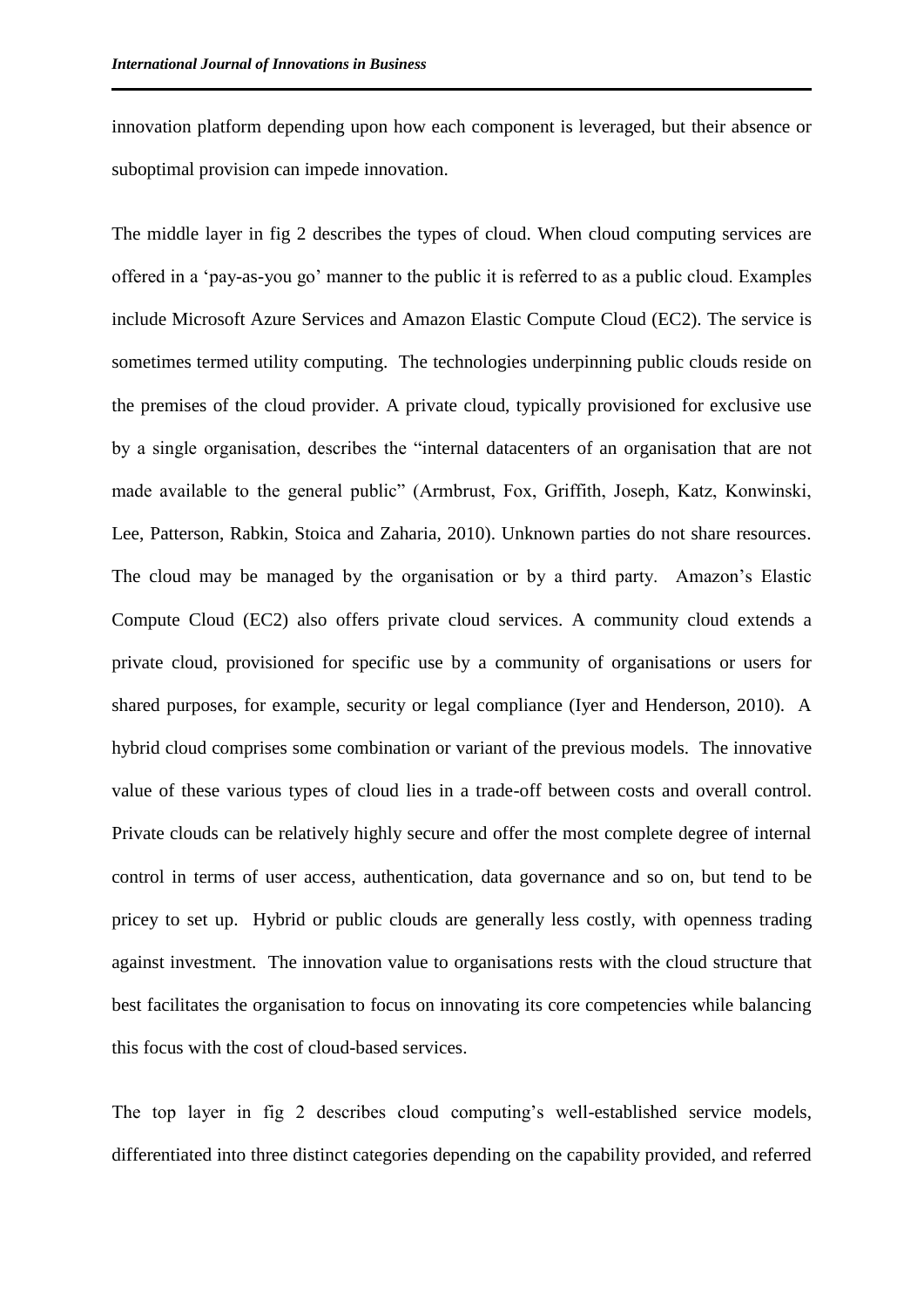innovation platform depending upon how each component is leveraged, but their absence or suboptimal provision can impede innovation.

The middle layer in fig 2 describes the types of cloud. When cloud computing services are offered in a 'pay-as-you go' manner to the public it is referred to as a public cloud. Examples include Microsoft Azure Services and Amazon Elastic Compute Cloud (EC2). The service is sometimes termed utility computing. The technologies underpinning public clouds reside on the premises of the cloud provider. A private cloud, typically provisioned for exclusive use by a single organisation, describes the "internal datacenters of an organisation that are not made available to the general public" (Armbrust, Fox, Griffith, Joseph, Katz, Konwinski, Lee, Patterson, Rabkin, Stoica and Zaharia, 2010). Unknown parties do not share resources. The cloud may be managed by the organisation or by a third party. Amazon's Elastic Compute Cloud (EC2) also offers private cloud services. A community cloud extends a private cloud, provisioned for specific use by a community of organisations or users for shared purposes, for example, security or legal compliance (Iyer and Henderson, 2010). A hybrid cloud comprises some combination or variant of the previous models. The innovative value of these various types of cloud lies in a trade-off between costs and overall control. Private clouds can be relatively highly secure and offer the most complete degree of internal control in terms of user access, authentication, data governance and so on, but tend to be pricey to set up. Hybrid or public clouds are generally less costly, with openness trading against investment. The innovation value to organisations rests with the cloud structure that best facilitates the organisation to focus on innovating its core competencies while balancing this focus with the cost of cloud-based services.

The top layer in fig 2 describes cloud computing's well-established service models, differentiated into three distinct categories depending on the capability provided, and referred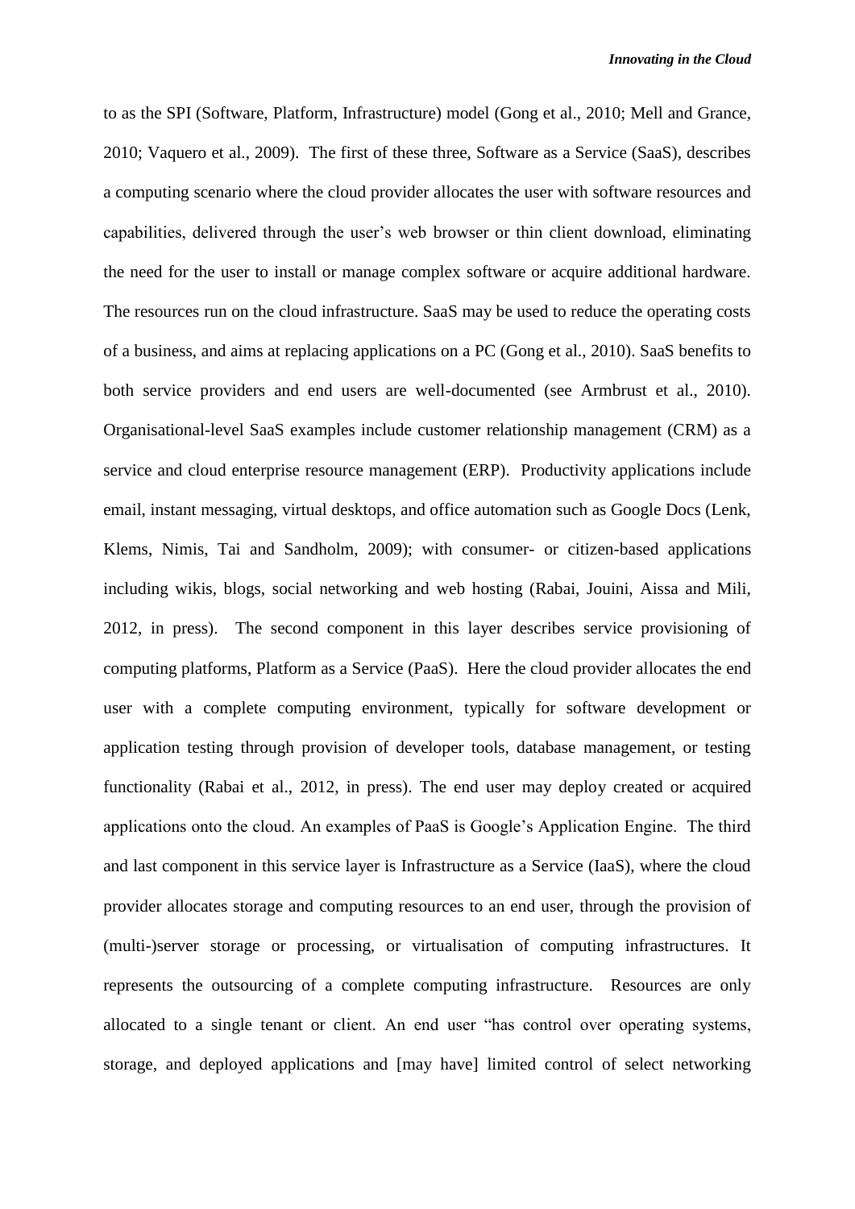to as the SPI (Software, Platform, Infrastructure) model (Gong et al., 2010; Mell and Grance, 2010; Vaquero et al., 2009). The first of these three, Software as a Service (SaaS), describes a computing scenario where the cloud provider allocates the user with software resources and capabilities, delivered through the user's web browser or thin client download, eliminating the need for the user to install or manage complex software or acquire additional hardware. The resources run on the cloud infrastructure. SaaS may be used to reduce the operating costs of a business, and aims at replacing applications on a PC (Gong et al., 2010). SaaS benefits to both service providers and end users are well-documented (see Armbrust et al., 2010). Organisational-level SaaS examples include customer relationship management (CRM) as a service and cloud enterprise resource management (ERP). Productivity applications include email, instant messaging, virtual desktops, and office automation such as Google Docs (Lenk, Klems, Nimis, Tai and Sandholm, 2009); with consumer- or citizen-based applications including wikis, blogs, social networking and web hosting (Rabai, Jouini, Aissa and Mili, 2012, in press). The second component in this layer describes service provisioning of computing platforms, Platform as a Service (PaaS). Here the cloud provider allocates the end user with a complete computing environment, typically for software development or application testing through provision of developer tools, database management, or testing functionality (Rabai et al., 2012, in press). The end user may deploy created or acquired applications onto the cloud. An examples of PaaS is Google's Application Engine. The third and last component in this service layer is Infrastructure as a Service (IaaS), where the cloud provider allocates storage and computing resources to an end user, through the provision of (multi-)server storage or processing, or virtualisation of computing infrastructures. It represents the outsourcing of a complete computing infrastructure. Resources are only allocated to a single tenant or client. An end user "has control over operating systems, storage, and deployed applications and [may have] limited control of select networking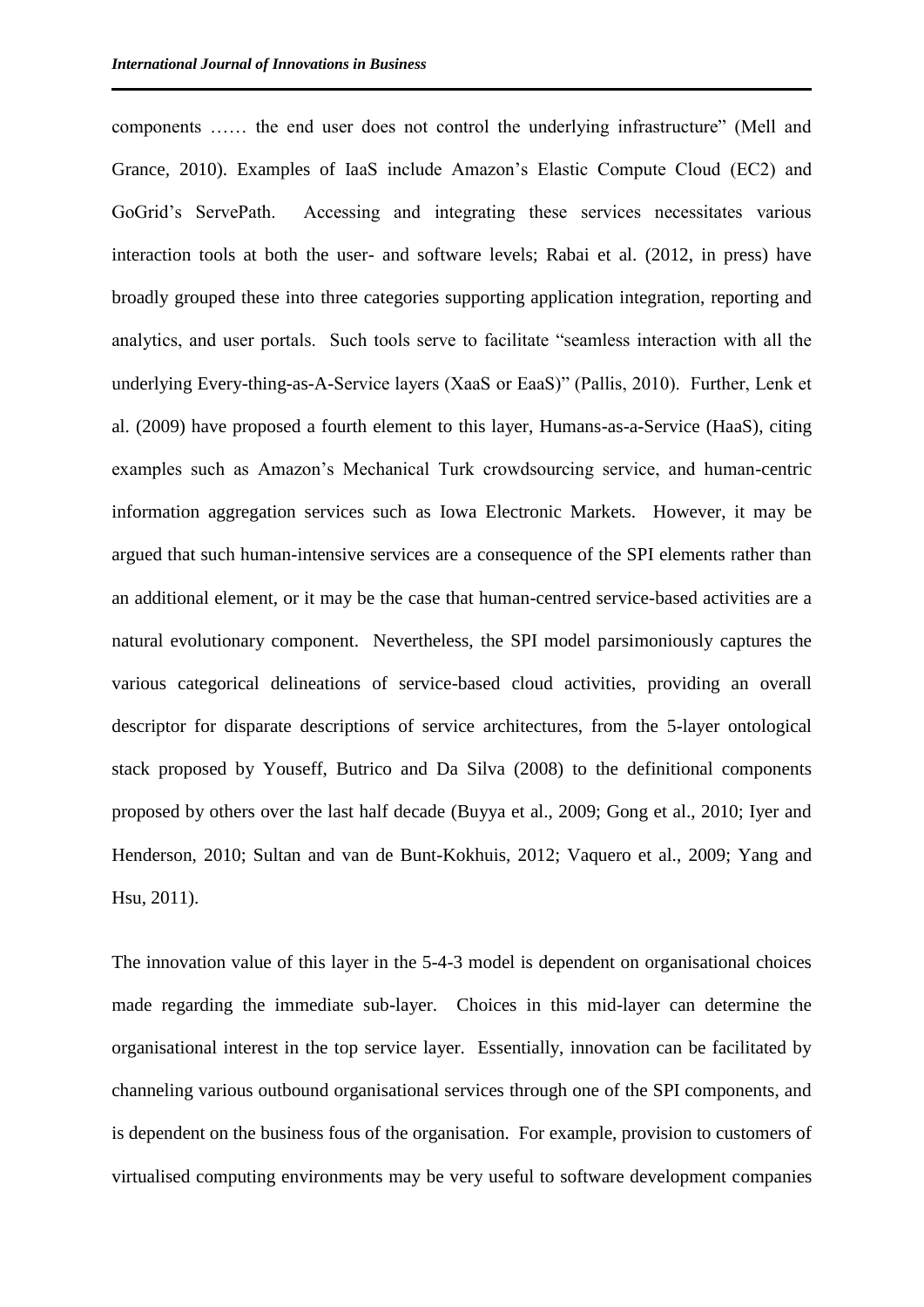components …… the end user does not control the underlying infrastructure" (Mell and Grance, 2010). Examples of IaaS include Amazon's Elastic Compute Cloud (EC2) and GoGrid's ServePath. Accessing and integrating these services necessitates various interaction tools at both the user- and software levels; Rabai et al. (2012, in press) have broadly grouped these into three categories supporting application integration, reporting and analytics, and user portals. Such tools serve to facilitate "seamless interaction with all the underlying Every-thing-as-A-Service layers (XaaS or EaaS)" (Pallis, 2010). Further, Lenk et al. (2009) have proposed a fourth element to this layer, Humans-as-a-Service (HaaS), citing examples such as Amazon's Mechanical Turk crowdsourcing service, and human-centric information aggregation services such as Iowa Electronic Markets. However, it may be argued that such human-intensive services are a consequence of the SPI elements rather than an additional element, or it may be the case that human-centred service-based activities are a natural evolutionary component. Nevertheless, the SPI model parsimoniously captures the various categorical delineations of service-based cloud activities, providing an overall descriptor for disparate descriptions of service architectures, from the 5-layer ontological stack proposed by Youseff, Butrico and Da Silva (2008) to the definitional components proposed by others over the last half decade (Buyya et al., 2009; Gong et al., 2010; Iyer and Henderson, 2010; Sultan and van de Bunt-Kokhuis, 2012; Vaquero et al., 2009; Yang and Hsu, 2011).

The innovation value of this layer in the 5-4-3 model is dependent on organisational choices made regarding the immediate sub-layer. Choices in this mid-layer can determine the organisational interest in the top service layer. Essentially, innovation can be facilitated by channeling various outbound organisational services through one of the SPI components, and is dependent on the business fous of the organisation. For example, provision to customers of virtualised computing environments may be very useful to software development companies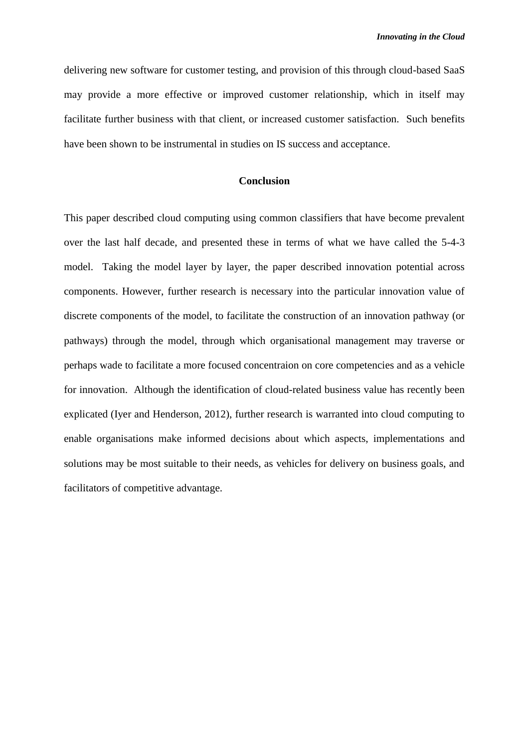delivering new software for customer testing, and provision of this through cloud-based SaaS may provide a more effective or improved customer relationship, which in itself may facilitate further business with that client, or increased customer satisfaction. Such benefits have been shown to be instrumental in studies on IS success and acceptance.

## Conclusion

This paper described cloud computing using common classifiers that have become prevalent over the last half decade, and presented these in terms of what we have called the 5-4-3 model. Taking the model layer by layer, the paper described innovation potential across components. However, further research is necessary into the particular innovation value of discrete components of the model, to facilitate the construction of an innovation pathway (or pathways) through the model, through which organisational management may traverse or perhaps wade to facilitate a more focused concentraion on core competencies and as a vehicle for innovation. Although the identification of cloud-related business value has recently been explicated (Iyer and Henderson, 2012), further research is warranted into cloud computing to enable organisations make informed decisions about which aspects, implementations and solutions may be most suitable to their needs, as vehicles for delivery on business goals, and facilitators of competitive advantage.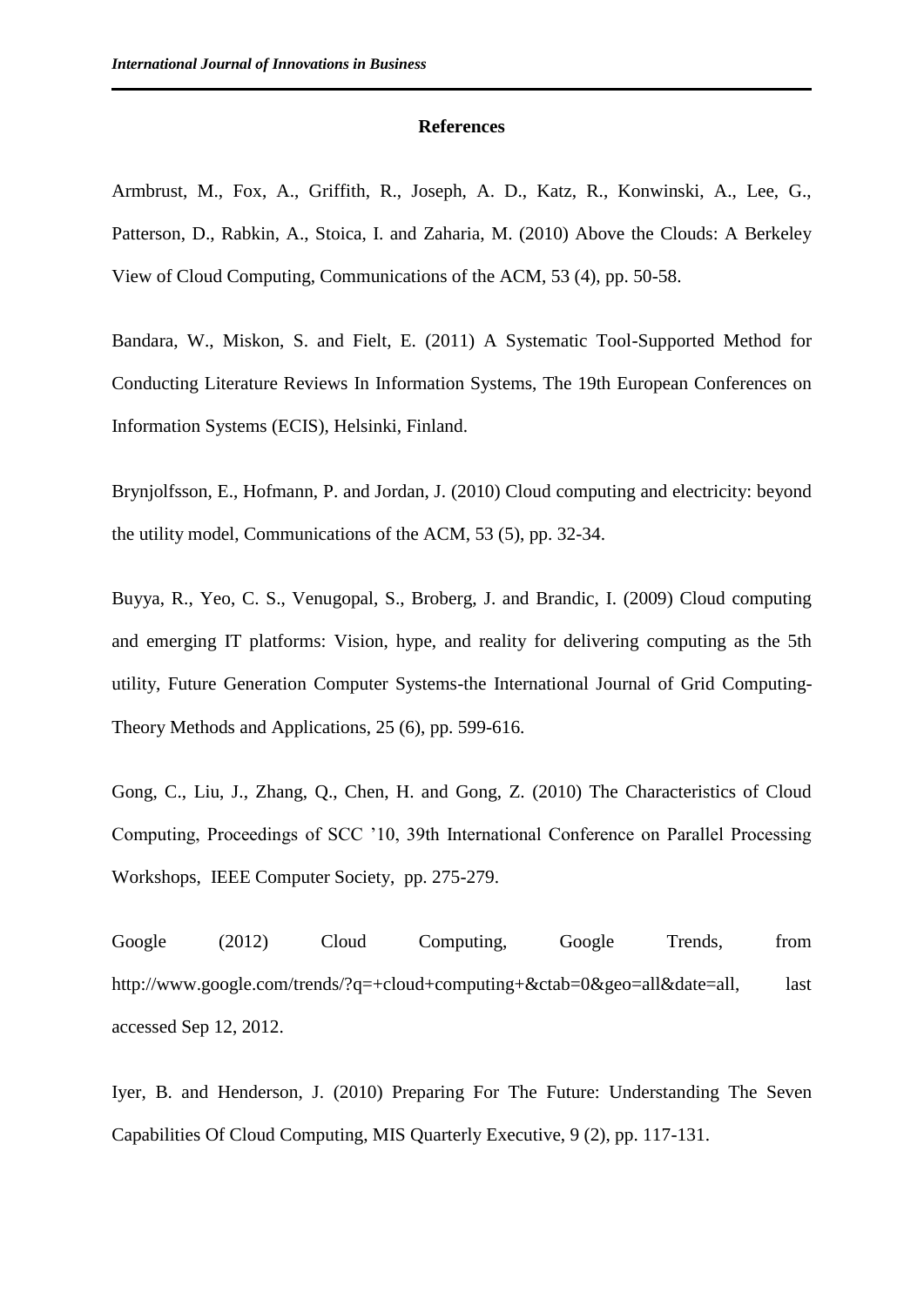## References

Armbrust, M., Fox, A., Griffith, R., Joseph, A. D., Katz, R., Konwinski, A., Lee, G., Patterson, D., Rabkin, A., Stoica, I. and Zaharia, M. (2010) Above the Clouds: A Berkeley View of Cloud Computing, Communications of the ACM, 53 (4), pp. 50-58.

Bandara, W., Miskon, S. and Fielt, E. (2011) A Systematic Tool-Supported Method for Conducting Literature Reviews In Information Systems, The 19th European Conferences on Information Systems (ECIS), Helsinki, Finland.

Brynjolfsson, E., Hofmann, P. and Jordan, J. (2010) Cloud computing and electricity: beyond the utility model, Communications of the ACM, 53 (5), pp. 32-34.

Buyya, R., Yeo, C. S., Venugopal, S., Broberg, J. and Brandic, I. (2009) Cloud computing and emerging IT platforms: Vision, hype, and reality for delivering computing as the 5th utility, Future Generation Computer Systems-the International Journal of Grid Computing-Theory Methods and Applications, 25 (6), pp. 599-616.

Gong, C., Liu, J., Zhang, Q., Chen, H. and Gong, Z. (2010) The Characteristics of Cloud Computing, Proceedings of SCC '10, 39th International Conference on Parallel Processing Workshops, IEEE Computer Society, pp. 275-279.

Google (2012) Cloud Computing, Google Trends, from http://www.google.com/trends/?q=+cloud+computing+&ctab=0&geo=all&date=all, last accessed Sep 12, 2012.

Iyer, B. and Henderson, J. (2010) Preparing For The Future: Understanding The Seven Capabilities Of Cloud Computing, MIS Quarterly Executive, 9 (2), pp. 117-131.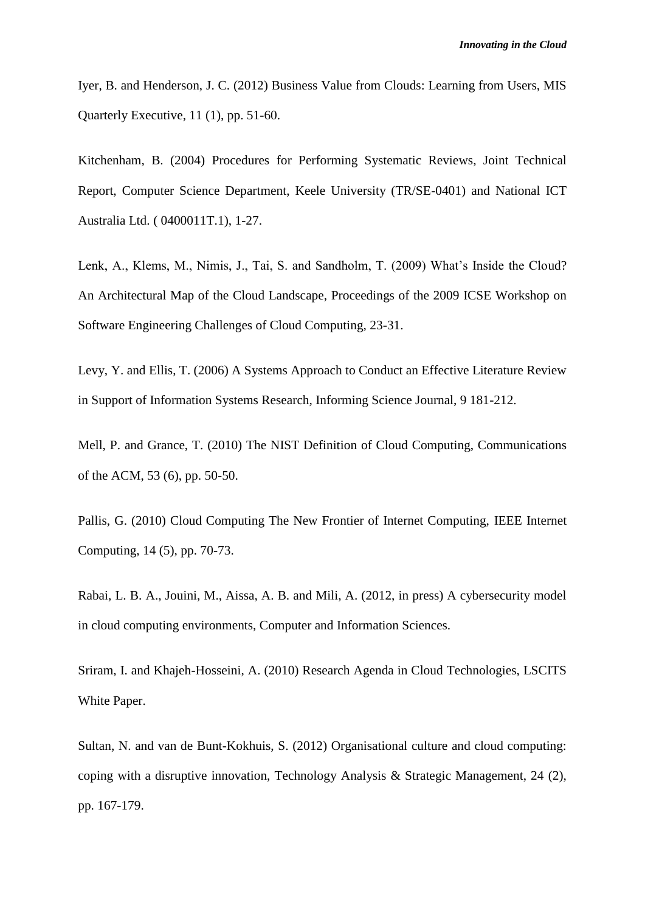Iyer, B. and Henderson, J. C. (2012) Business Value from Clouds: Learning from Users, MIS Quarterly Executive, 11 (1), pp. 51-60.

Kitchenham, B. (2004) Procedures for Performing Systematic Reviews, Joint Technical Report, Computer Science Department, Keele University (TR/SE-0401) and National ICT Australia Ltd. ( 0400011T.1), 1-27.

Lenk, A., Klems, M., Nimis, J., Tai, S. and Sandholm, T. (2009) What's Inside the Cloud? An Architectural Map of the Cloud Landscape, Proceedings of the 2009 ICSE Workshop on Software Engineering Challenges of Cloud Computing, 23-31.

Levy, Y. and Ellis, T. (2006) A Systems Approach to Conduct an Effective Literature Review in Support of Information Systems Research, Informing Science Journal, 9 181-212.

Mell, P. and Grance, T. (2010) The NIST Definition of Cloud Computing, Communications of the ACM, 53 (6), pp. 50-50.

Pallis, G. (2010) Cloud Computing The New Frontier of Internet Computing, IEEE Internet Computing, 14 (5), pp. 70-73.

Rabai, L. B. A., Jouini, M., Aissa, A. B. and Mili, A. (2012, in press) A cybersecurity model in cloud computing environments, Computer and Information Sciences.

Sriram, I. and Khajeh-Hosseini, A. (2010) Research Agenda in Cloud Technologies, LSCITS White Paper.

Sultan, N. and van de Bunt-Kokhuis, S. (2012) Organisational culture and cloud computing: coping with a disruptive innovation, Technology Analysis & Strategic Management, 24 (2), pp. 167-179.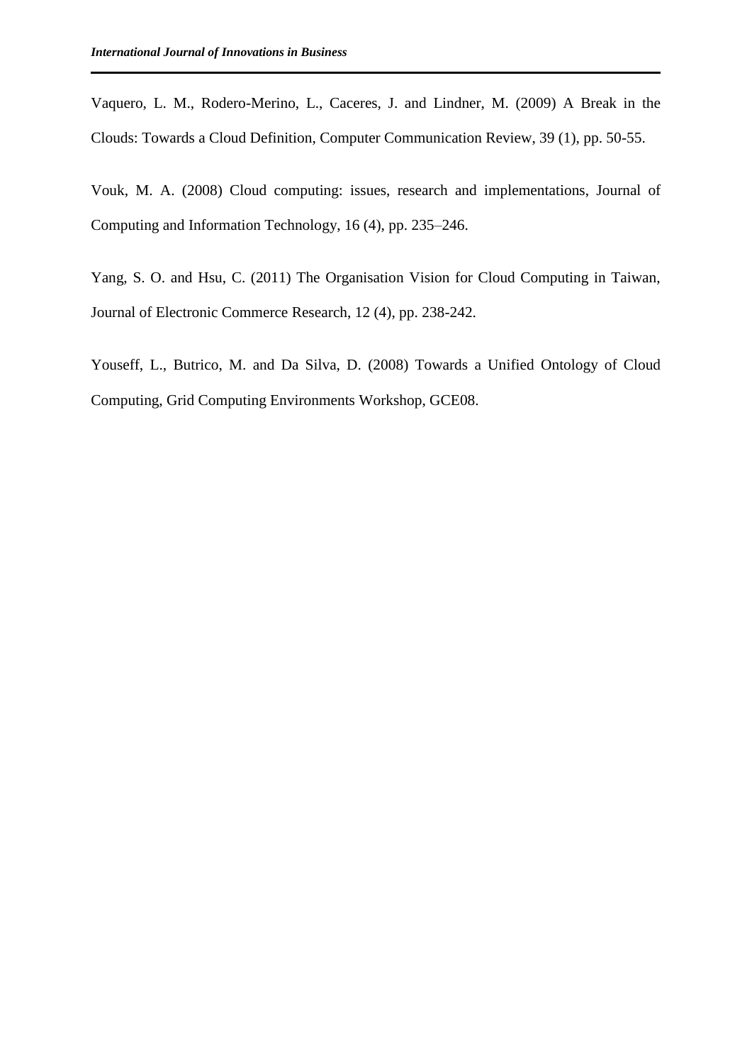Vaquero, L. M., Rodero-Merino, L., Caceres, J. and Lindner, M. (2009) A Break in the Clouds: Towards a Cloud Definition, Computer Communication Review, 39 (1), pp. 50-55.

Vouk, M. A. (2008) Cloud computing: issues, research and implementations, Journal of Computing and Information Technology, 16 (4), pp. 235–246.

Yang, S. O. and Hsu, C. (2011) The Organisation Vision for Cloud Computing in Taiwan, Journal of Electronic Commerce Research, 12 (4), pp. 238-242.

Youseff, L., Butrico, M. and Da Silva, D. (2008) Towards a Unified Ontology of Cloud Computing, Grid Computing Environments Workshop, GCE08.